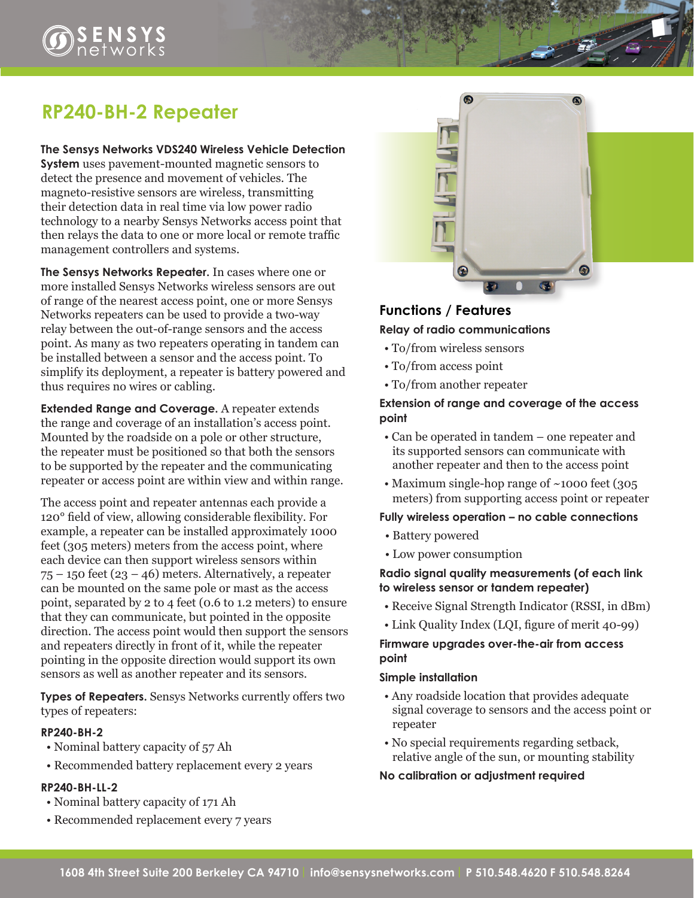# RP240-BH-2 Repeater

**The Sensys Networks VDS240 Wireless Vehicle Detection System** uses pavement-mounted magnetic sensors to detect the presence and movement of vehicles. The magneto-resistive sensors are wireless, transmitting their detection data in real time via low power radio technology to a nearby Sensys Networks access point that then relays the data to one or more local or remote traffic management controllers and systems.

**The Sensys Networks Repeater.** In cases where one or more installed Sensys Networks wireless sensors are out of range of the nearest access point, one or more Sensys Networks repeaters can be used to provide a two-way relay between the out-of-range sensors and the access point. As many as two repeaters operating in tandem can be installed between a sensor and the access point. To simplify its deployment, a repeater is battery powered and thus requires no wires or cabling.

**Extended Range and Coverage.** A repeater extends the range and coverage of an installation's access point. Mounted by the roadside on a pole or other structure, the repeater must be positioned so that both the sensors to be supported by the repeater and the communicating repeater or access point are within view and within range.

The access point and repeater antennas each provide a 120° field of view, allowing considerable flexibility. For example, a repeater can be installed approximately 1000 feet (305 meters) meters from the access point, where each device can then support wireless sensors within 75 – 150 feet (23 – 46) meters. Alternatively, a repeater can be mounted on the same pole or mast as the access point, separated by 2 to 4 feet (0.6 to 1.2 meters) to ensure that they can communicate, but pointed in the opposite direction. The access point would then support the sensors and repeaters directly in front of it, while the repeater pointing in the opposite direction would support its own sensors as well as another repeater and its sensors.

**Types of Repeaters.** Sensys Networks currently offers two types of repeaters:

**RP240-BH-2**

- Nominal battery capacity of 57 Ah
- Recommended battery replacement every 2 years

**RP240-BH-LL-2**

- Nominal battery capacity of 171 Ah
- Recommended replacement every 7 years

## Functions / Features

**Relay of radio communications**

- To/from wireless sensors
- To/from access point
- To/from another repeater

**Extension of range and coverage of the access point**

- Can be operated in tandem – one repeater and its supported sensors can communicate with another repeater and then to the access point
- Maximum single-hop range of ~1000 feet (305 meters) from supporting access point or repeater

**Fully wireless operation – no cable connections**

- Battery powered
- Low power consumption

**Radio signal quality measurements (of each link to wireless sensor or tandem repeater)**

- Receive Signal Strength Indicator (RSSI, in dBm)
- Link Quality Index (LQI, figure of merit 40-99)

**Firmware upgrades over-the-air from access point**

**Simple installation**

- Any roadside location that provides adequate signal coverage to sensors and the access point or repeater
- No special requirements regarding setback, relative angle of the sun, or mounting stability

**No calibration or adjustment required**

1608 4th Street Suite 200 Berkeley CA 94710 | info@sensysnetworks.com | P 510.548.4620 F 510.548.8264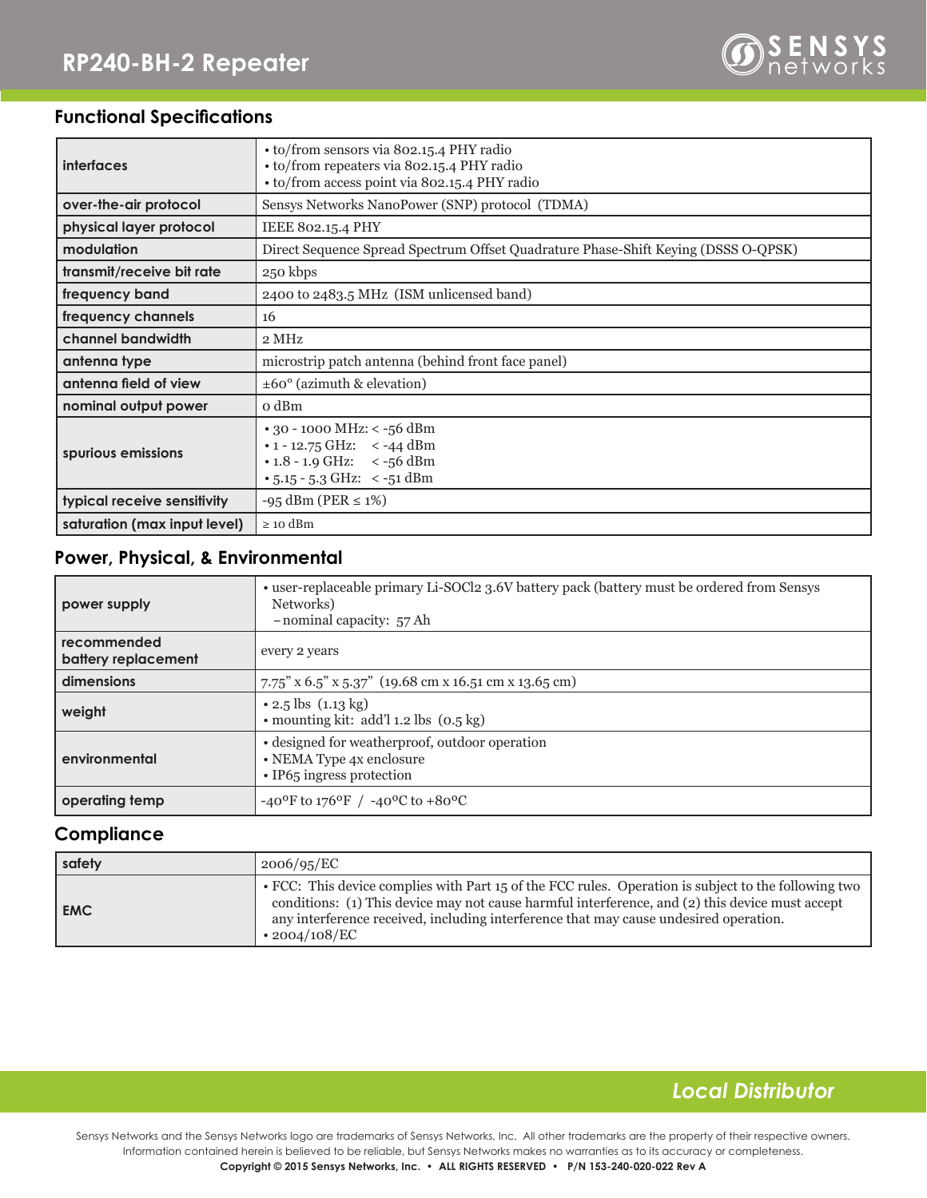# RP240-BH-2 Repeater

## Functional Specifications

| | |
|---|---|
| interfaces | • to/from sensors via 802.15.4 PHY radio<br>• to/from repeaters via 802.15.4 PHY radio<br>• to/from access point via 802.15.4 PHY radio |
| over-the-air protocol | Sensys Networks NanoPower (SNP) protocol (TDMA) |
| physical layer protocol | IEEE 802.15.4 PHY |
| modulation | Direct Sequence Spread Spectrum Offset Quadrature Phase-Shift Keying (DSSS O-QPSK) |
| transmit/receive bit rate | 250 kbps |
| frequency band | 2400 to 2483.5 MHz (ISM unlicensed band) |
| frequency channels | 16 |
| channel bandwidth | 2 MHz |
| antenna type | microstrip patch antenna (behind front face panel) |
| antenna field of view | ±60° (azimuth & elevation) |
| nominal output power | 0 dBm |
| spurious emissions | • 30 - 1000 MHz: < -56 dBm<br>• 1 - 12.75 GHz: < -44 dBm<br>• 1.8 - 1.9 GHz: < -56 dBm<br>• 5.15 - 5.3 GHz: < -51 dBm |
| typical receive sensitivity | -95 dBm (PER ≤ 1%) |
| saturation (max input level) | ≥ 10 dBm |

## Power, Physical, & Environmental

| | |
|---|---|
| power supply | • user-replaceable primary Li-SOCl2 3.6V battery pack (battery must be ordered from Sensys Networks)<br>– nominal capacity: 57 Ah |
| recommended battery replacement | every 2 years |
| dimensions | 7.75" x 6.5" x 5.37" (19.68 cm x 16.51 cm x 13.65 cm) |
| weight | • 2.5 lbs (1.13 kg)<br>• mounting kit: add'l 1.2 lbs (0.5 kg) |
| environmental | • designed for weatherproof, outdoor operation<br>• NEMA Type 4x enclosure<br>• IP65 ingress protection |
| operating temp | -40°F to 176°F / -40°C to +80°C |

## Compliance

| | |
|---|---|
| safety | 2006/95/EC |
| EMC | • FCC: This device complies with Part 15 of the FCC rules. Operation is subject to the following two conditions: (1) This device may not cause harmful interference, and (2) this device must accept any interference received, including interference that may cause undesired operation.<br>• 2004/108/EC |

*Local Distributor*

Sensys Networks and the Sensys Networks logo are trademarks of Sensys Networks, Inc. All other trademarks are the property of their respective owners. Information contained herein is believed to be reliable, but Sensys Networks makes no warranties as to its accuracy or completeness.

**Copyright © 2015 Sensys Networks, Inc. • ALL RIGHTS RESERVED • P/N 153-240-020-022 Rev A**